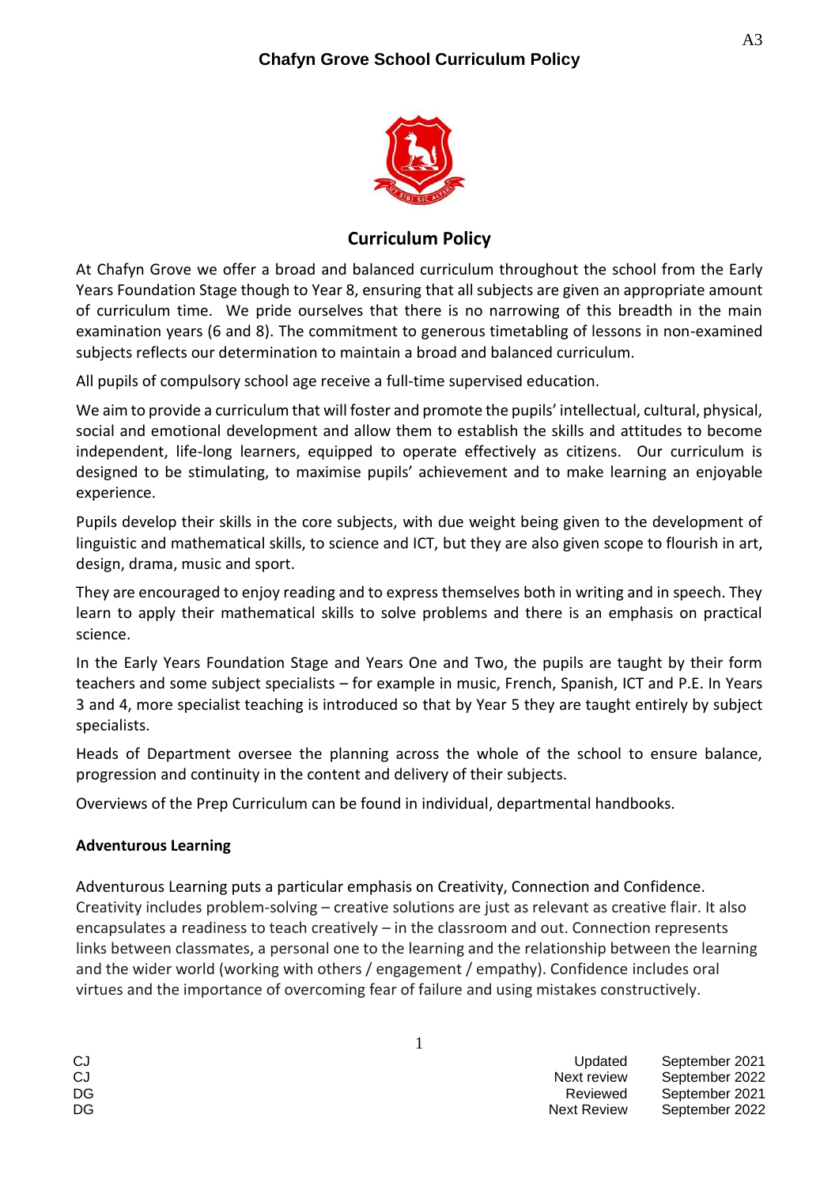# Chafyn Grove School Curriculum Policy

## Curriculum Policy

At Chafyn Grove we offer a broad and balanced curriculum throughout the school from the Early Years Foundation Stage though to Year 8, ensuring that all subjects are given an appropriate amount of curriculum time. We pride ourselves that there is no narrowing of this breadth in the main examination years (6 and 8). The commitment to generous timetabling of lessons in non-examined subjects reflects our determination to maintain a broad and balanced curriculum.

All pupils of compulsory school age receive a full-time supervised education.

We aim to provide a curriculum that will foster and promote the pupils' intellectual, cultural, physical, social and emotional development and allow them to establish the skills and attitudes to become independent, life-long learners, equipped to operate effectively as citizens. Our curriculum is designed to be stimulating, to maximise pupils' achievement and to make learning an enjoyable experience.

Pupils develop their skills in the core subjects, with due weight being given to the development of linguistic and mathematical skills, to science and ICT, but they are also given scope to flourish in art, design, drama, music and sport.

They are encouraged to enjoy reading and to express themselves both in writing and in speech. They learn to apply their mathematical skills to solve problems and there is an emphasis on practical science.

In the Early Years Foundation Stage and Years One and Two, the pupils are taught by their form teachers and some subject specialists – for example in music, French, Spanish, ICT and P.E. In Years 3 and 4, more specialist teaching is introduced so that by Year 5 they are taught entirely by subject specialists.

Heads of Department oversee the planning across the whole of the school to ensure balance, progression and continuity in the content and delivery of their subjects.

Overviews of the Prep Curriculum can be found in individual, departmental handbooks.

### Adventurous Learning

Adventurous Learning puts a particular emphasis on Creativity, Connection and Confidence. Creativity includes problem-solving – creative solutions are just as relevant as creative flair. It also encapsulates a readiness to teach creatively – in the classroom and out. Connection represents links between classmates, a personal one to the learning and the relationship between the learning and the wider world (working with others / engagement / empathy). Confidence includes oral virtues and the importance of overcoming fear of failure and using mistakes constructively.

| | | |
|---|---|---|
| CJ | Updated | September 2021 |
| CJ | Next review | September 2022 |
| DG | Reviewed | September 2021 |
| DG | Next Review | September 2022 |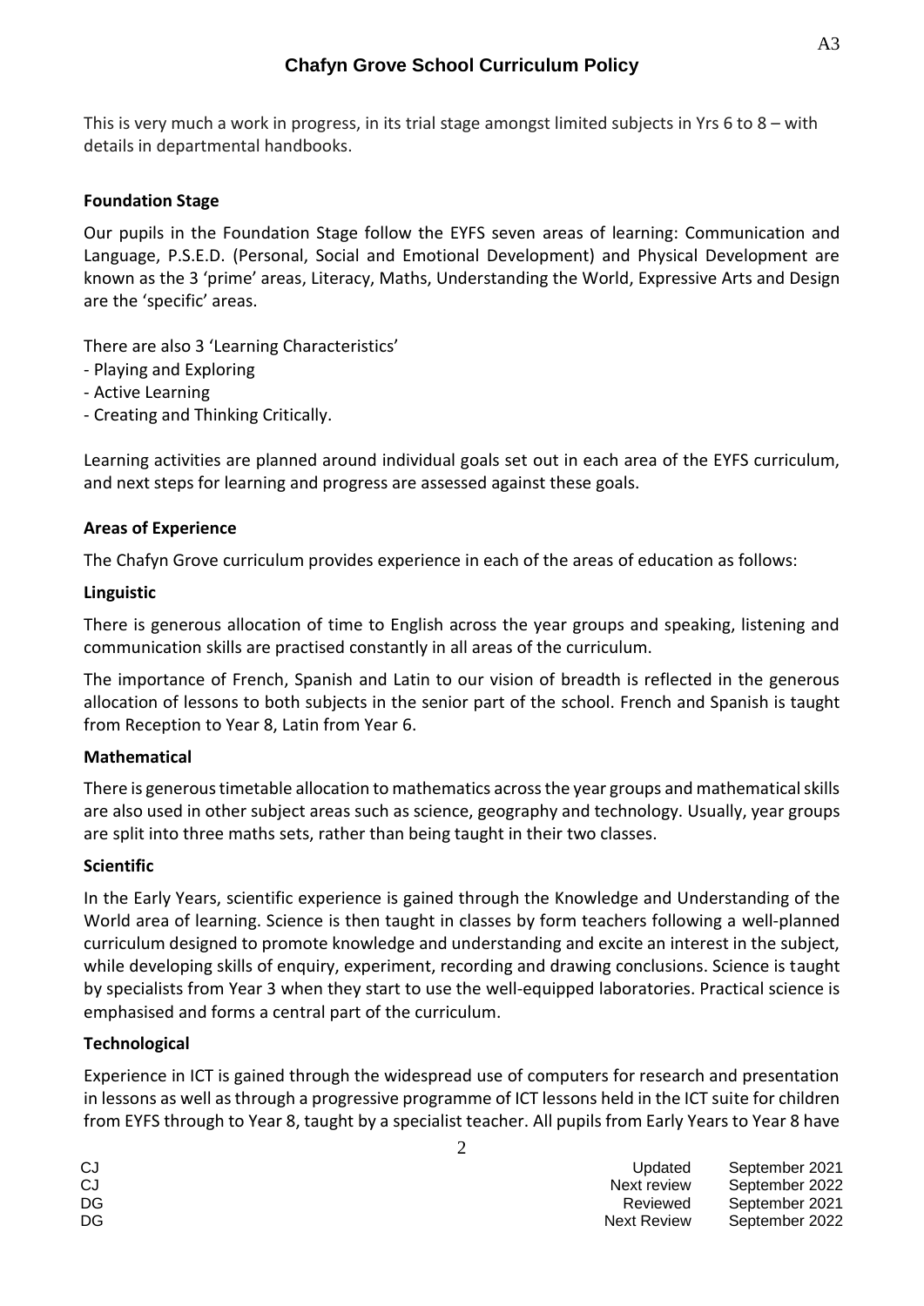This is very much a work in progress, in its trial stage amongst limited subjects in Yrs 6 to 8 – with details in departmental handbooks.

**Foundation Stage**

Our pupils in the Foundation Stage follow the EYFS seven areas of learning: Communication and Language, P.S.E.D. (Personal, Social and Emotional Development) and Physical Development are known as the 3 'prime' areas, Literacy, Maths, Understanding the World, Expressive Arts and Design are the 'specific' areas.

There are also 3 'Learning Characteristics'
- Playing and Exploring
- Active Learning
- Creating and Thinking Critically.

Learning activities are planned around individual goals set out in each area of the EYFS curriculum, and next steps for learning and progress are assessed against these goals.

**Areas of Experience**

The Chafyn Grove curriculum provides experience in each of the areas of education as follows:

**Linguistic**

There is generous allocation of time to English across the year groups and speaking, listening and communication skills are practised constantly in all areas of the curriculum.

The importance of French, Spanish and Latin to our vision of breadth is reflected in the generous allocation of lessons to both subjects in the senior part of the school. French and Spanish is taught from Reception to Year 8, Latin from Year 6.

**Mathematical**

There is generous timetable allocation to mathematics across the year groups and mathematical skills are also used in other subject areas such as science, geography and technology. Usually, year groups are split into three maths sets, rather than being taught in their two classes.

**Scientific**

In the Early Years, scientific experience is gained through the Knowledge and Understanding of the World area of learning. Science is then taught in classes by form teachers following a well-planned curriculum designed to promote knowledge and understanding and excite an interest in the subject, while developing skills of enquiry, experiment, recording and drawing conclusions. Science is taught by specialists from Year 3 when they start to use the well-equipped laboratories. Practical science is emphasised and forms a central part of the curriculum.

**Technological**

Experience in ICT is gained through the widespread use of computers for research and presentation in lessons as well as through a progressive programme of ICT lessons held in the ICT suite for children from EYFS through to Year 8, taught by a specialist teacher. All pupils from Early Years to Year 8 have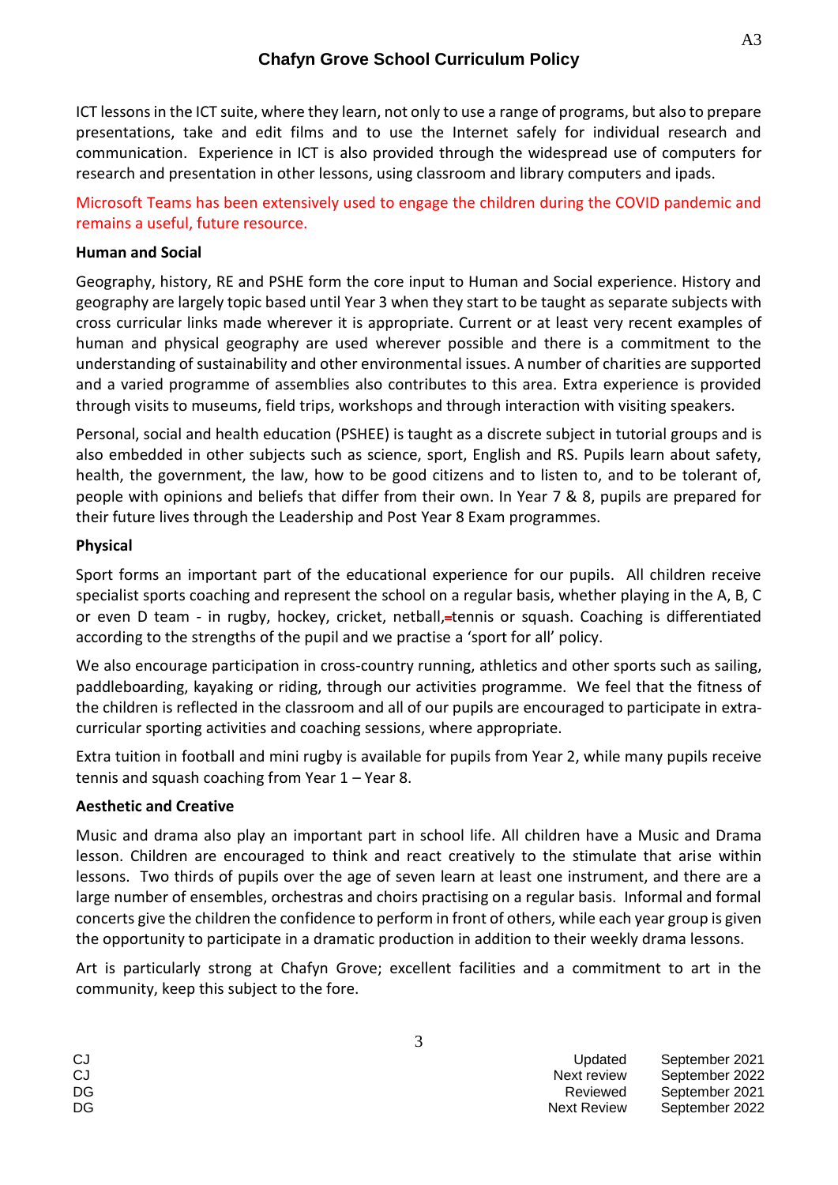ICT lessons in the ICT suite, where they learn, not only to use a range of programs, but also to prepare presentations, take and edit films and to use the Internet safely for individual research and communication. Experience in ICT is also provided through the widespread use of computers for research and presentation in other lessons, using classroom and library computers and ipads.

Microsoft Teams has been extensively used to engage the children during the COVID pandemic and remains a useful, future resource.

**Human and Social**

Geography, history, RE and PSHE form the core input to Human and Social experience. History and geography are largely topic based until Year 3 when they start to be taught as separate subjects with cross curricular links made wherever it is appropriate. Current or at least very recent examples of human and physical geography are used wherever possible and there is a commitment to the understanding of sustainability and other environmental issues. A number of charities are supported and a varied programme of assemblies also contributes to this area. Extra experience is provided through visits to museums, field trips, workshops and through interaction with visiting speakers.

Personal, social and health education (PSHEE) is taught as a discrete subject in tutorial groups and is also embedded in other subjects such as science, sport, English and RS. Pupils learn about safety, health, the government, the law, how to be good citizens and to listen to, and to be tolerant of, people with opinions and beliefs that differ from their own. In Year 7 & 8, pupils are prepared for their future lives through the Leadership and Post Year 8 Exam programmes.

**Physical**

Sport forms an important part of the educational experience for our pupils. All children receive specialist sports coaching and represent the school on a regular basis, whether playing in the A, B, C or even D team - in rugby, hockey, cricket, netball, tennis or squash. Coaching is differentiated according to the strengths of the pupil and we practise a 'sport for all' policy.

We also encourage participation in cross-country running, athletics and other sports such as sailing, paddleboarding, kayaking or riding, through our activities programme. We feel that the fitness of the children is reflected in the classroom and all of our pupils are encouraged to participate in extra-curricular sporting activities and coaching sessions, where appropriate.

Extra tuition in football and mini rugby is available for pupils from Year 2, while many pupils receive tennis and squash coaching from Year 1 – Year 8.

**Aesthetic and Creative**

Music and drama also play an important part in school life. All children have a Music and Drama lesson. Children are encouraged to think and react creatively to the stimulate that arise within lessons. Two thirds of pupils over the age of seven learn at least one instrument, and there are a large number of ensembles, orchestras and choirs practising on a regular basis. Informal and formal concerts give the children the confidence to perform in front of others, while each year group is given the opportunity to participate in a dramatic production in addition to their weekly drama lessons.

Art is particularly strong at Chafyn Grove; excellent facilities and a commitment to art in the community, keep this subject to the fore.

| | | |
|---|---|---|
| CJ | Updated | September 2021 |
| CJ | Next review | September 2022 |
| DG | Reviewed | September 2021 |
| DG | Next Review | September 2022 |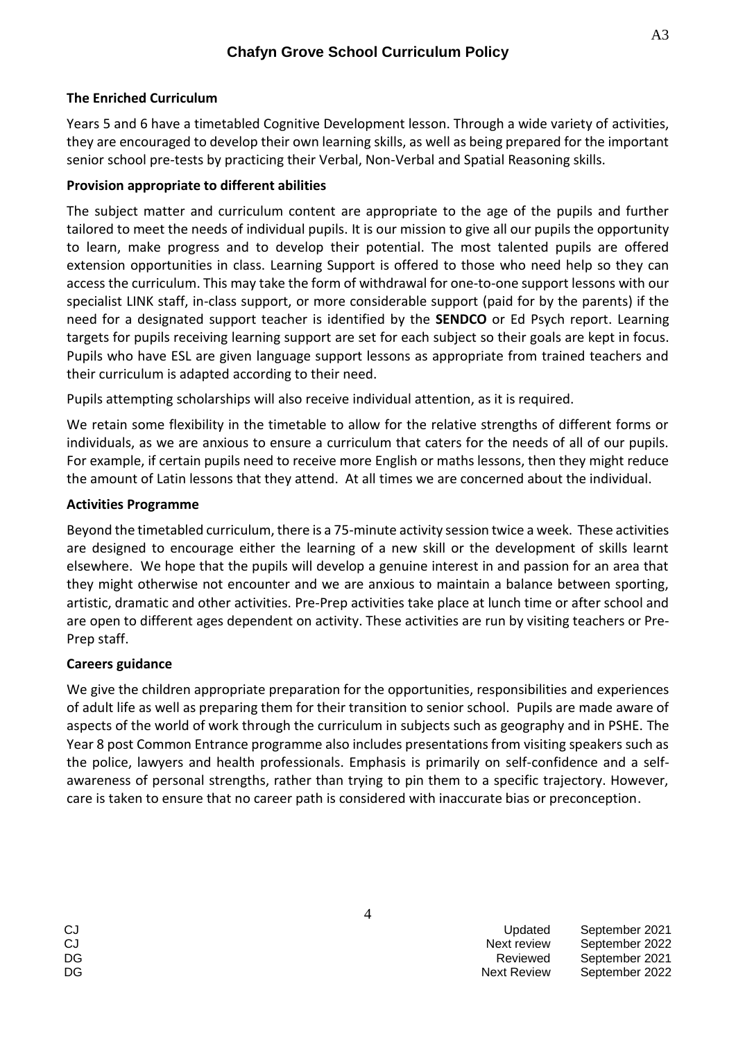## The Enriched Curriculum

Years 5 and 6 have a timetabled Cognitive Development lesson. Through a wide variety of activities, they are encouraged to develop their own learning skills, as well as being prepared for the important senior school pre-tests by practicing their Verbal, Non-Verbal and Spatial Reasoning skills.

## Provision appropriate to different abilities

The subject matter and curriculum content are appropriate to the age of the pupils and further tailored to meet the needs of individual pupils. It is our mission to give all our pupils the opportunity to learn, make progress and to develop their potential. The most talented pupils are offered extension opportunities in class. Learning Support is offered to those who need help so they can access the curriculum. This may take the form of withdrawal for one-to-one support lessons with our specialist LINK staff, in-class support, or more considerable support (paid for by the parents) if the need for a designated support teacher is identified by the **SENDCO** or Ed Psych report. Learning targets for pupils receiving learning support are set for each subject so their goals are kept in focus. Pupils who have ESL are given language support lessons as appropriate from trained teachers and their curriculum is adapted according to their need.

Pupils attempting scholarships will also receive individual attention, as it is required.

We retain some flexibility in the timetable to allow for the relative strengths of different forms or individuals, as we are anxious to ensure a curriculum that caters for the needs of all of our pupils. For example, if certain pupils need to receive more English or maths lessons, then they might reduce the amount of Latin lessons that they attend. At all times we are concerned about the individual.

## Activities Programme

Beyond the timetabled curriculum, there is a 75-minute activity session twice a week. These activities are designed to encourage either the learning of a new skill or the development of skills learnt elsewhere. We hope that the pupils will develop a genuine interest in and passion for an area that they might otherwise not encounter and we are anxious to maintain a balance between sporting, artistic, dramatic and other activities. Pre-Prep activities take place at lunch time or after school and are open to different ages dependent on activity. These activities are run by visiting teachers or Pre-Prep staff.

## Careers guidance

We give the children appropriate preparation for the opportunities, responsibilities and experiences of adult life as well as preparing them for their transition to senior school. Pupils are made aware of aspects of the world of work through the curriculum in subjects such as geography and in PSHE. The Year 8 post Common Entrance programme also includes presentations from visiting speakers such as the police, lawyers and health professionals. Emphasis is primarily on self-confidence and a self-awareness of personal strengths, rather than trying to pin them to a specific trajectory. However, care is taken to ensure that no career path is considered with inaccurate bias or preconception.